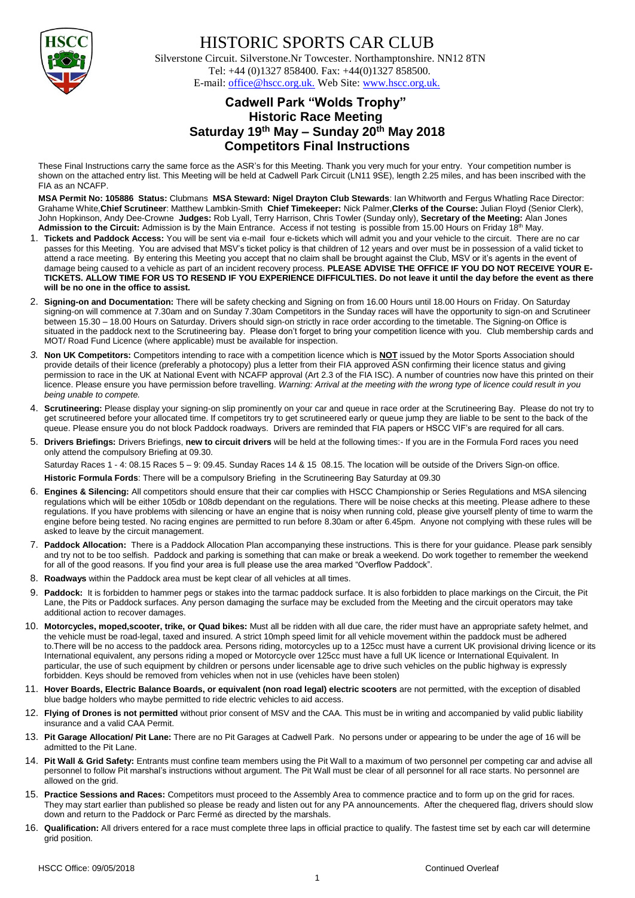# HISTORIC SPORTS CAR CLUB

Silverstone Circuit. Silverstone.Nr Towcester. Northamptonshire. NN12 8TN
Tel: +44 (0)1327 858400. Fax: +44(0)1327 858500.
E-mail: office@hscc.org.uk. Web Site: www.hscc.org.uk.

## Cadwell Park "Wolds Trophy"
## Historic Race Meeting
## Saturday 19th May – Sunday 20th May 2018
## Competitors Final Instructions

These Final Instructions carry the same force as the ASR's for this Meeting. Thank you very much for your entry. Your competition number is shown on the attached entry list. This Meeting will be held at Cadwell Park Circuit (LN11 9SE), length 2.25 miles, and has been inscribed with the FIA as an NCAFP.

**MSA Permit No: 105886 Status:** Clubmans **MSA Steward:** Nigel Drayton **Club Stewards**: Ian Whitworth and Fergus Whatling Race Director: Grahame White,**Chief Scrutineer**: Matthew Lambkin-Smith **Chief Timekeeper:** Nick Palmer,**Clerks of the Course:** Julian Floyd (Senior Clerk), John Hopkinson, Andy Dee-Crowne **Judges:** Rob Lyall, Terry Harrison, Chris Towler (Sunday only), **Secretary of the Meeting:** Alan Jones **Admission to the Circuit:** Admission is by the Main Entrance. Access if not testing is possible from 15.00 Hours on Friday 18th May.

1. **Tickets and Paddock Access:** You will be sent via e-mail four e-tickets which will admit you and your vehicle to the circuit. There are no car passes for this Meeting. You are advised that MSV's ticket policy is that children of 12 years and over must be in possession of a valid ticket to attend a race meeting. By entering this Meeting you accept that no claim shall be brought against the Club, MSV or it's agents in the event of damage being caused to a vehicle as part of an incident recovery process. **PLEASE ADVISE THE OFFICE IF YOU DO NOT RECEIVE YOUR E-TICKETS. ALLOW TIME FOR US TO RESEND IF YOU EXPERIENCE DIFFICULTIES. Do not leave it until the day before the event as there will be no one in the office to assist.**
2. **Signing-on and Documentation:** There will be safety checking and Signing on from 16.00 Hours until 18.00 Hours on Friday. On Saturday signing-on will commence at 7.30am and on Sunday 7.30am Competitors in the Sunday races will have the opportunity to sign-on and Scrutineer between 15.30 – 18.00 Hours on Saturday. Drivers should sign-on strictly in race order according to the timetable. The Signing-on Office is situated in the paddock next to the Scrutineering bay. Please don't forget to bring your competition licence with you. Club membership cards and MOT/ Road Fund Licence (where applicable) must be available for inspection.
3. **Non UK Competitors:** Competitors intending to race with a competition licence which is **NOT** issued by the Motor Sports Association should provide details of their licence (preferably a photocopy) plus a letter from their FIA approved ASN confirming their licence status and giving permission to race in the UK at National Event with NCAFP approval (Art 2.3 of the FIA ISC). A number of countries now have this printed on their licence. Please ensure you have permission before travelling. *Warning: Arrival at the meeting with the wrong type of licence could result in you being unable to compete.*
4. **Scrutineering:** Please display your signing-on slip prominently on your car and queue in race order at the Scrutineering Bay. Please do not try to get scrutineered before your allocated time. If competitors try to get scrutineered early or queue jump they are liable to be sent to the back of the queue. Please ensure you do not block Paddock roadways. Drivers are reminded that FIA papers or HSCC VIF's are required for all cars.
5. **Drivers Briefings:** Drivers Briefings, **new to circuit drivers** will be held at the following times:- If you are in the Formula Ford races you need only attend the compulsory Briefing at 09.30.

   Saturday Races 1 - 4: 08.15 Races 5 – 9: 09.45. Sunday Races 14 & 15 08.15. The location will be outside of the Drivers Sign-on office.

   **Historic Formula Fords**: There will be a compulsory Briefing in the Scrutineering Bay Saturday at 09.30
6. **Engines & Silencing:** All competitors should ensure that their car complies with HSCC Championship or Series Regulations and MSA silencing regulations which will be either 105db or 108db dependant on the regulations. There will be noise checks at this meeting. Please adhere to these regulations. If you have problems with silencing or have an engine that is noisy when running cold, please give yourself plenty of time to warm the engine before being tested. No racing engines are permitted to run before 8.30am or after 6.45pm. Anyone not complying with these rules will be asked to leave by the circuit management.
7. **Paddock Allocation:** There is a Paddock Allocation Plan accompanying these instructions. This is there for your guidance. Please park sensibly and try not to be too selfish. Paddock and parking is something that can make or break a weekend. Do work together to remember the weekend for all of the good reasons. If you find your area is full please use the area marked "Overflow Paddock".
8. **Roadways** within the Paddock area must be kept clear of all vehicles at all times.
9. **Paddock:** It is forbidden to hammer pegs or stakes into the tarmac paddock surface. It is also forbidden to place markings on the Circuit, the Pit Lane, the Pits or Paddock surfaces. Any person damaging the surface may be excluded from the Meeting and the circuit operators may take additional action to recover damages.
10. **Motorcycles, moped,scooter, trike, or Quad bikes:** Must all be ridden with all due care, the rider must have an appropriate safety helmet, and the vehicle must be road-legal, taxed and insured. A strict 10mph speed limit for all vehicle movement within the paddock must be adhered to.There will be no access to the paddock area. Persons riding, motorcycles up to a 125cc must have a current UK provisional driving licence or its International equivalent, any persons riding a moped or Motorcycle over 125cc must have a full UK licence or International Equivalent. In particular, the use of such equipment by children or persons under licensable age to drive such vehicles on the public highway is expressly forbidden. Keys should be removed from vehicles when not in use (vehicles have been stolen)
11. **Hover Boards, Electric Balance Boards, or equivalent (non road legal) electric scooters** are not permitted, with the exception of disabled blue badge holders who maybe permitted to ride electric vehicles to aid access.
12. **Flying of Drones is not permitted** without prior consent of MSV and the CAA. This must be in writing and accompanied by valid public liability insurance and a valid CAA Permit.
13. **Pit Garage Allocation/ Pit Lane:** There are no Pit Garages at Cadwell Park. No persons under or appearing to be under the age of 16 will be admitted to the Pit Lane.
14. **Pit Wall & Grid Safety:** Entrants must confine team members using the Pit Wall to a maximum of two personnel per competing car and advise all personnel to follow Pit marshal's instructions without argument. The Pit Wall must be clear of all personnel for all race starts. No personnel are allowed on the grid.
15. **Practice Sessions and Races:** Competitors must proceed to the Assembly Area to commence practice and to form up on the grid for races. They may start earlier than published so please be ready and listen out for any PA announcements. After the chequered flag, drivers should slow down and return to the Paddock or Parc Fermé as directed by the marshals.
16. **Qualification:** All drivers entered for a race must complete three laps in official practice to qualify. The fastest time set by each car will determine grid position.

HSCC Office: 09/05/2018 Continued Overleaf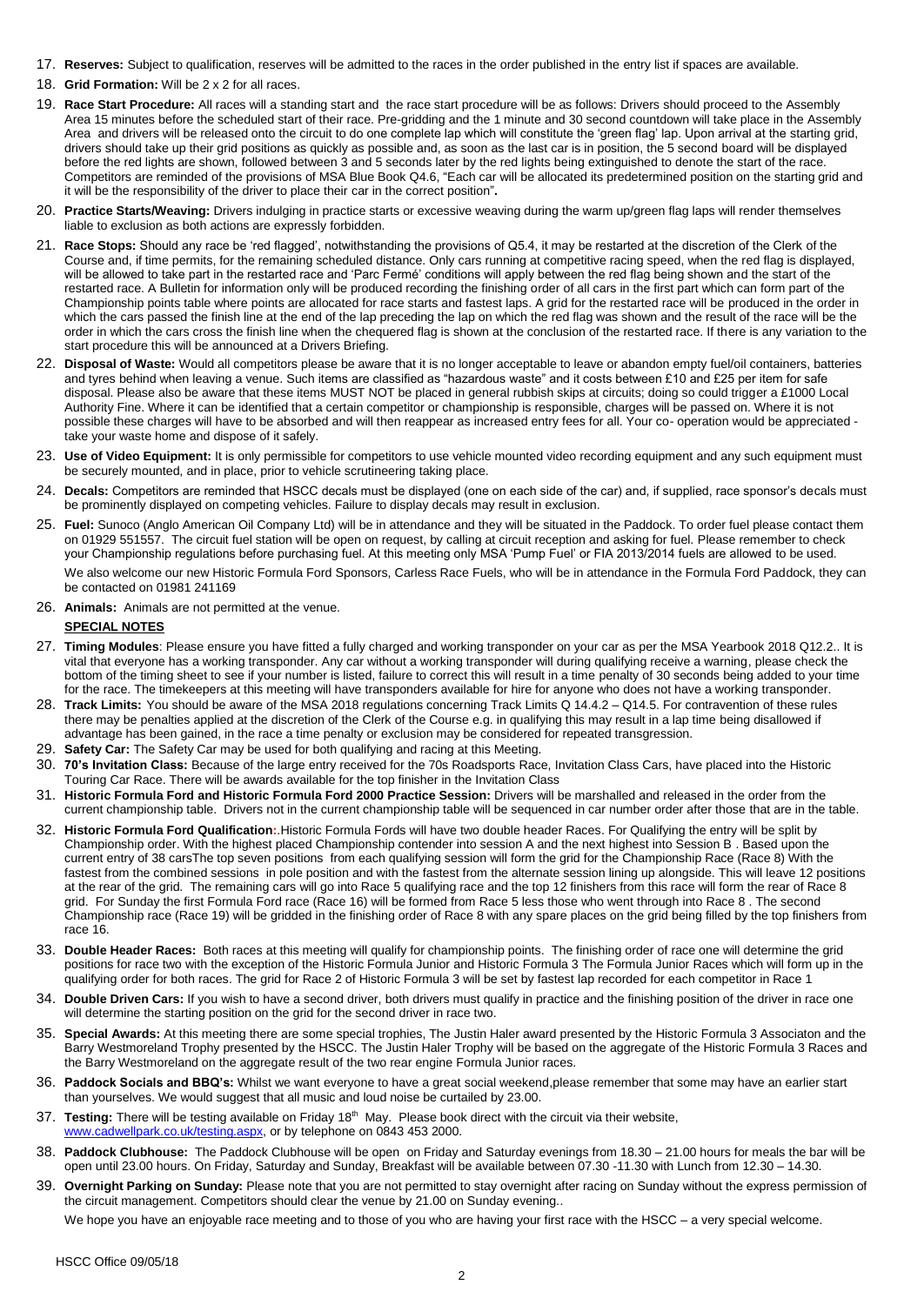17. **Reserves:** Subject to qualification, reserves will be admitted to the races in the order published in the entry list if spaces are available.
18. **Grid Formation:** Will be 2 x 2 for all races.
19. **Race Start Procedure:** All races will a standing start and the race start procedure will be as follows: Drivers should proceed to the Assembly Area 15 minutes before the scheduled start of their race. Pre-gridding and the 1 minute and 30 second countdown will take place in the Assembly Area and drivers will be released onto the circuit to do one complete lap which will constitute the 'green flag' lap. Upon arrival at the starting grid, drivers should take up their grid positions as quickly as possible and, as soon as the last car is in position, the 5 second board will be displayed before the red lights are shown, followed between 3 and 5 seconds later by the red lights being extinguished to denote the start of the race. Competitors are reminded of the provisions of MSA Blue Book Q4.6, "Each car will be allocated its predetermined position on the starting grid and it will be the responsibility of the driver to place their car in the correct position"**.**
20. **Practice Starts/Weaving:** Drivers indulging in practice starts or excessive weaving during the warm up/green flag laps will render themselves liable to exclusion as both actions are expressly forbidden.
21. **Race Stops:** Should any race be 'red flagged', notwithstanding the provisions of Q5.4, it may be restarted at the discretion of the Clerk of the Course and, if time permits, for the remaining scheduled distance. Only cars running at competitive racing speed, when the red flag is displayed, will be allowed to take part in the restarted race and 'Parc Fermé' conditions will apply between the red flag being shown and the start of the restarted race. A Bulletin for information only will be produced recording the finishing order of all cars in the first part which can form part of the Championship points table where points are allocated for race starts and fastest laps. A grid for the restarted race will be produced in the order in which the cars passed the finish line at the end of the lap preceding the lap on which the red flag was shown and the result of the race will be the order in which the cars cross the finish line when the chequered flag is shown at the conclusion of the restarted race. If there is any variation to the start procedure this will be announced at a Drivers Briefing.
22. **Disposal of Waste:** Would all competitors please be aware that it is no longer acceptable to leave or abandon empty fuel/oil containers, batteries and tyres behind when leaving a venue. Such items are classified as "hazardous waste" and it costs between £10 and £25 per item for safe disposal. Please also be aware that these items MUST NOT be placed in general rubbish skips at circuits; doing so could trigger a £1000 Local Authority Fine. Where it can be identified that a certain competitor or championship is responsible, charges will be passed on. Where it is not possible these charges will have to be absorbed and will then reappear as increased entry fees for all. Your co- operation would be appreciated - take your waste home and dispose of it safely.
23. **Use of Video Equipment:** It is only permissible for competitors to use vehicle mounted video recording equipment and any such equipment must be securely mounted, and in place, prior to vehicle scrutineering taking place.
24. **Decals:** Competitors are reminded that HSCC decals must be displayed (one on each side of the car) and, if supplied, race sponsor's decals must be prominently displayed on competing vehicles. Failure to display decals may result in exclusion.
25. **Fuel:** Sunoco (Anglo American Oil Company Ltd) will be in attendance and they will be situated in the Paddock. To order fuel please contact them on 01929 551557. The circuit fuel station will be open on request, by calling at circuit reception and asking for fuel. Please remember to check your Championship regulations before purchasing fuel. At this meeting only MSA 'Pump Fuel' or FIA 2013/2014 fuels are allowed to be used.

    We also welcome our new Historic Formula Ford Sponsors, Carless Race Fuels, who will be in attendance in the Formula Ford Paddock, they can be contacted on 01981 241169
26. **Animals:** Animals are not permitted at the venue.

**SPECIAL NOTES**

27. **Timing Modules**: Please ensure you have fitted a fully charged and working transponder on your car as per the MSA Yearbook 2018 Q12.2.. It is vital that everyone has a working transponder. Any car without a working transponder will during qualifying receive a warning, please check the bottom of the timing sheet to see if your number is listed, failure to correct this will result in a time penalty of 30 seconds being added to your time for the race. The timekeepers at this meeting will have transponders available for hire for anyone who does not have a working transponder.
28. **Track Limits:** You should be aware of the MSA 2018 regulations concerning Track Limits Q 14.4.2 – Q14.5. For contravention of these rules there may be penalties applied at the discretion of the Clerk of the Course e.g. in qualifying this may result in a lap time being disallowed if advantage has been gained, in the race a time penalty or exclusion may be considered for repeated transgression.
29. **Safety Car:** The Safety Car may be used for both qualifying and racing at this Meeting.
30. **70's Invitation Class:** Because of the large entry received for the 70s Roadsports Race, Invitation Class Cars, have placed into the Historic Touring Car Race. There will be awards available for the top finisher in the Invitation Class
31. **Historic Formula Ford and Historic Formula Ford 2000 Practice Session:** Drivers will be marshalled and released in the order from the current championship table. Drivers not in the current championship table will be sequenced in car number order after those that are in the table.
32. **Historic Formula Ford Qualification:**.Historic Formula Fords will have two double header Races. For Qualifying the entry will be split by Championship order. With the highest placed Championship contender into session A and the next highest into Session B . Based upon the current entry of 38 carsThe top seven positions from each qualifying session will form the grid for the Championship Race (Race 8) With the fastest from the combined sessions in pole position and with the fastest from the alternate session lining up alongside. This will leave 12 positions at the rear of the grid. The remaining cars will go into Race 5 qualifying race and the top 12 finishers from this race will form the rear of Race 8 grid. For Sunday the first Formula Ford race (Race 16) will be formed from Race 5 less those who went through into Race 8 . The second Championship race (Race 19) will be gridded in the finishing order of Race 8 with any spare places on the grid being filled by the top finishers from race 16.
33. **Double Header Races:** Both races at this meeting will qualify for championship points. The finishing order of race one will determine the grid positions for race two with the exception of the Historic Formula Junior and Historic Formula 3 The Formula Junior Races which will form up in the qualifying order for both races. The grid for Race 2 of Historic Formula 3 will be set by fastest lap recorded for each competitor in Race 1
34. **Double Driven Cars:** If you wish to have a second driver, both drivers must qualify in practice and the finishing position of the driver in race one will determine the starting position on the grid for the second driver in race two.
35. **Special Awards:** At this meeting there are some special trophies, The Justin Haler award presented by the Historic Formula 3 Associaton and the Barry Westmoreland Trophy presented by the HSCC. The Justin Haler Trophy will be based on the aggregate of the Historic Formula 3 Races and the Barry Westmoreland on the aggregate result of the two rear engine Formula Junior races.
36. **Paddock Socials and BBQ's:** Whilst we want everyone to have a great social weekend,please remember that some may have an earlier start than yourselves. We would suggest that all music and loud noise be curtailed by 23.00.
37. **Testing:** There will be testing available on Friday 18th May. Please book direct with the circuit via their website, www.cadwellpark.co.uk/testing.aspx, or by telephone on 0843 453 2000.
38. **Paddock Clubhouse:** The Paddock Clubhouse will be open on Friday and Saturday evenings from 18.30 – 21.00 hours for meals the bar will be open until 23.00 hours. On Friday, Saturday and Sunday, Breakfast will be available between 07.30 -11.30 with Lunch from 12.30 – 14.30.
39. **Overnight Parking on Sunday:** Please note that you are not permitted to stay overnight after racing on Sunday without the express permission of the circuit management. Competitors should clear the venue by 21.00 on Sunday evening..

We hope you have an enjoyable race meeting and to those of you who are having your first race with the HSCC – a very special welcome.

HSCC Office 09/05/18